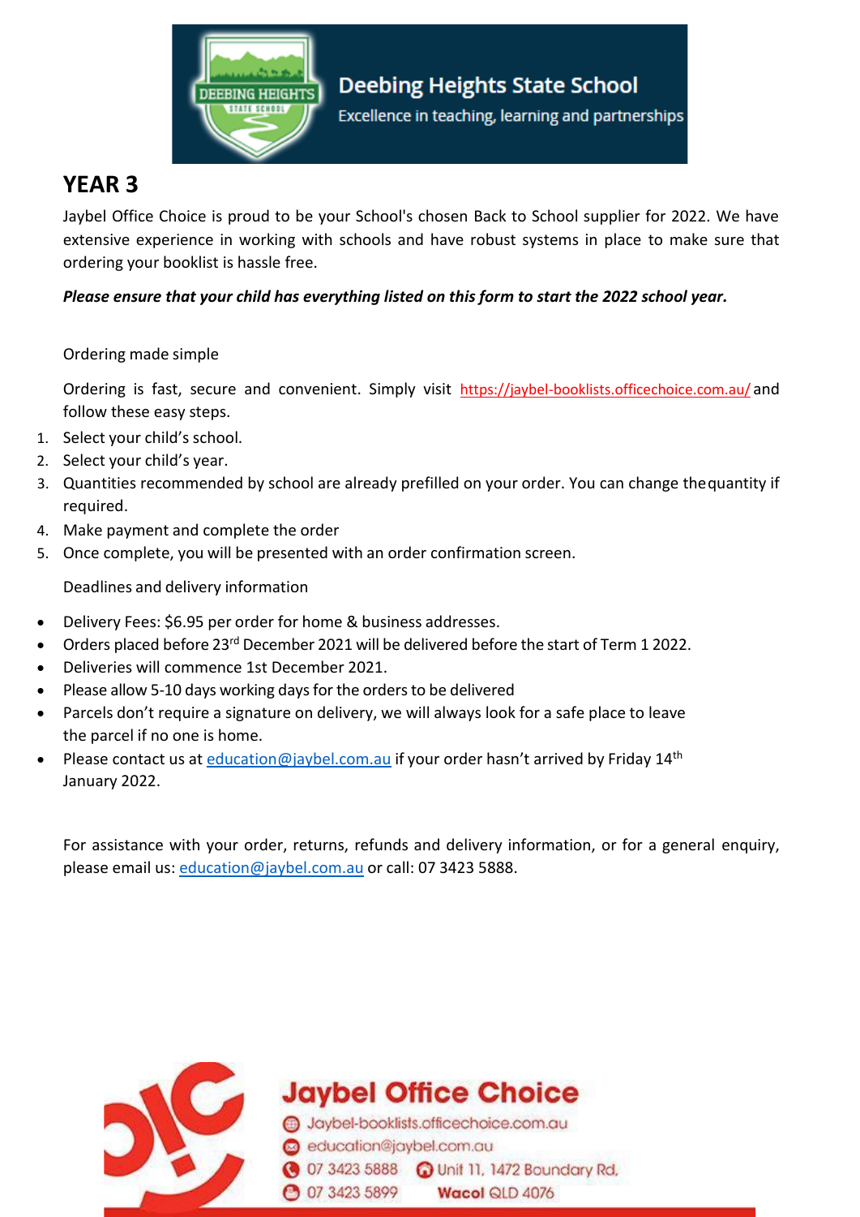Deebing Heights State School

Excellence in teaching, learning and partnerships

# YEAR 3

Jaybel Office Choice is proud to be your School's chosen Back to School supplier for 2022. We have extensive experience in working with schools and have robust systems in place to make sure that ordering your booklist is hassle free.

***Please ensure that your child has everything listed on this form to start the 2022 school year.***

Ordering made simple

Ordering is fast, secure and convenient. Simply visit https://jaybel-booklists.officechoice.com.au/ and follow these easy steps.

1. Select your child's school.
2. Select your child's year.
3. Quantities recommended by school are already prefilled on your order. You can change the quantity if required.
4. Make payment and complete the order
5. Once complete, you will be presented with an order confirmation screen.

Deadlines and delivery information

- Delivery Fees: $6.95 per order for home & business addresses.
- Orders placed before 23rd December 2021 will be delivered before the start of Term 1 2022.
- Deliveries will commence 1st December 2021.
- Please allow 5-10 days working days for the orders to be delivered
- Parcels don't require a signature on delivery, we will always look for a safe place to leave the parcel if no one is home.
- Please contact us at education@jaybel.com.au if your order hasn't arrived by Friday 14th January 2022.

For assistance with your order, returns, refunds and delivery information, or for a general enquiry, please email us: education@jaybel.com.au or call: 07 3423 5888.

Jaybel Office Choice

Jaybel-booklists.officechoice.com.au

education@jaybel.com.au

07 3423 5888

Unit 11, 1472 Boundary Rd, Wacol QLD 4076

07 3423 5899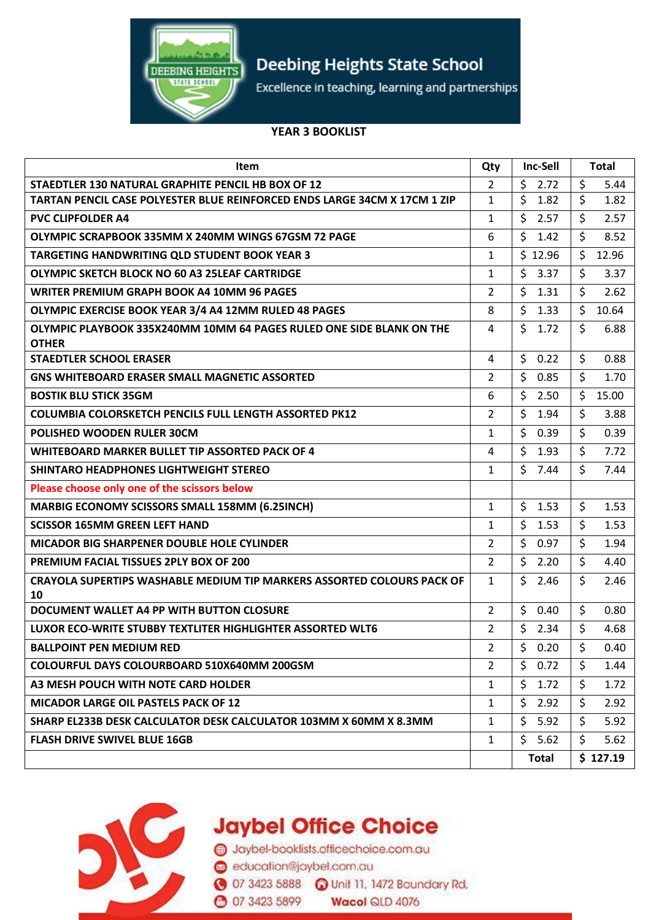# Deebing Heights State School

Excellence in teaching, learning and partnerships

## YEAR 3 BOOKLIST

| Item | Qty | Inc-Sell | Total |
|---|---|---|---|
| STAEDTLER 130 NATURAL GRAPHITE PENCIL HB BOX OF 12 | 2 | $ 2.72 | $ 5.44 |
| TARTAN PENCIL CASE POLYESTER BLUE REINFORCED ENDS LARGE 34CM X 17CM 1 ZIP | 1 | $ 1.82 | $ 1.82 |
| PVC CLIPFOLDER A4 | 1 | $ 2.57 | $ 2.57 |
| OLYMPIC SCRAPBOOK 335MM X 240MM WINGS 67GSM 72 PAGE | 6 | $ 1.42 | $ 8.52 |
| TARGETING HANDWRITING QLD STUDENT BOOK YEAR 3 | 1 | $ 12.96 | $ 12.96 |
| OLYMPIC SKETCH BLOCK NO 60 A3 25LEAF CARTRIDGE | 1 | $ 3.37 | $ 3.37 |
| WRITER PREMIUM GRAPH BOOK A4 10MM 96 PAGES | 2 | $ 1.31 | $ 2.62 |
| OLYMPIC EXERCISE BOOK YEAR 3/4 A4 12MM RULED 48 PAGES | 8 | $ 1.33 | $ 10.64 |
| OLYMPIC PLAYBOOK 335X240MM 10MM 64 PAGES RULED ONE SIDE BLANK ON THE OTHER | 4 | $ 1.72 | $ 6.88 |
| STAEDTLER SCHOOL ERASER | 4 | $ 0.22 | $ 0.88 |
| GNS WHITEBOARD ERASER SMALL MAGNETIC ASSORTED | 2 | $ 0.85 | $ 1.70 |
| BOSTIK BLU STICK 35GM | 6 | $ 2.50 | $ 15.00 |
| COLUMBIA COLORSKETCH PENCILS FULL LENGTH ASSORTED PK12 | 2 | $ 1.94 | $ 3.88 |
| POLISHED WOODEN RULER 30CM | 1 | $ 0.39 | $ 0.39 |
| WHITEBOARD MARKER BULLET TIP ASSORTED PACK OF 4 | 4 | $ 1.93 | $ 7.72 |
| SHINTARO HEADPHONES LIGHTWEIGHT STEREO | 1 | $ 7.44 | $ 7.44 |
| Please choose only one of the scissors below | | | |
| MARBIG ECONOMY SCISSORS SMALL 158MM (6.25INCH) | 1 | $ 1.53 | $ 1.53 |
| SCISSOR 165MM GREEN LEFT HAND | 1 | $ 1.53 | $ 1.53 |
| MICADOR BIG SHARPENER DOUBLE HOLE CYLINDER | 2 | $ 0.97 | $ 1.94 |
| PREMIUM FACIAL TISSUES 2PLY BOX OF 200 | 2 | $ 2.20 | $ 4.40 |
| CRAYOLA SUPERTIPS WASHABLE MEDIUM TIP MARKERS ASSORTED COLOURS PACK OF 10 | 1 | $ 2.46 | $ 2.46 |
| DOCUMENT WALLET A4 PP WITH BUTTON CLOSURE | 2 | $ 0.40 | $ 0.80 |
| LUXOR ECO-WRITE STUBBY TEXTLITER HIGHLIGHTER ASSORTED WLT6 | 2 | $ 2.34 | $ 4.68 |
| BALLPOINT PEN MEDIUM RED | 2 | $ 0.20 | $ 0.40 |
| COLOURFUL DAYS COLOURBOARD 510X640MM 200GSM | 2 | $ 0.72 | $ 1.44 |
| A3 MESH POUCH WITH NOTE CARD HOLDER | 1 | $ 1.72 | $ 1.72 |
| MICADOR LARGE OIL PASTELS PACK OF 12 | 1 | $ 2.92 | $ 2.92 |
| SHARP EL233B DESK CALCULATOR DESK CALCULATOR 103MM X 60MM X 8.3MM | 1 | $ 5.92 | $ 5.92 |
| FLASH DRIVE SWIVEL BLUE 16GB | 1 | $ 5.62 | $ 5.62 |
| | | **Total** | **$ 127.19** |

**Jaybel Office Choice**

Jaybel-booklists.officechoice.com.au

education@jaybel.com.au

07 3423 5888 &nbsp;&nbsp; Unit 11, 1472 Boundary Rd,

07 3423 5899 &nbsp;&nbsp; **Wacol** QLD 4076